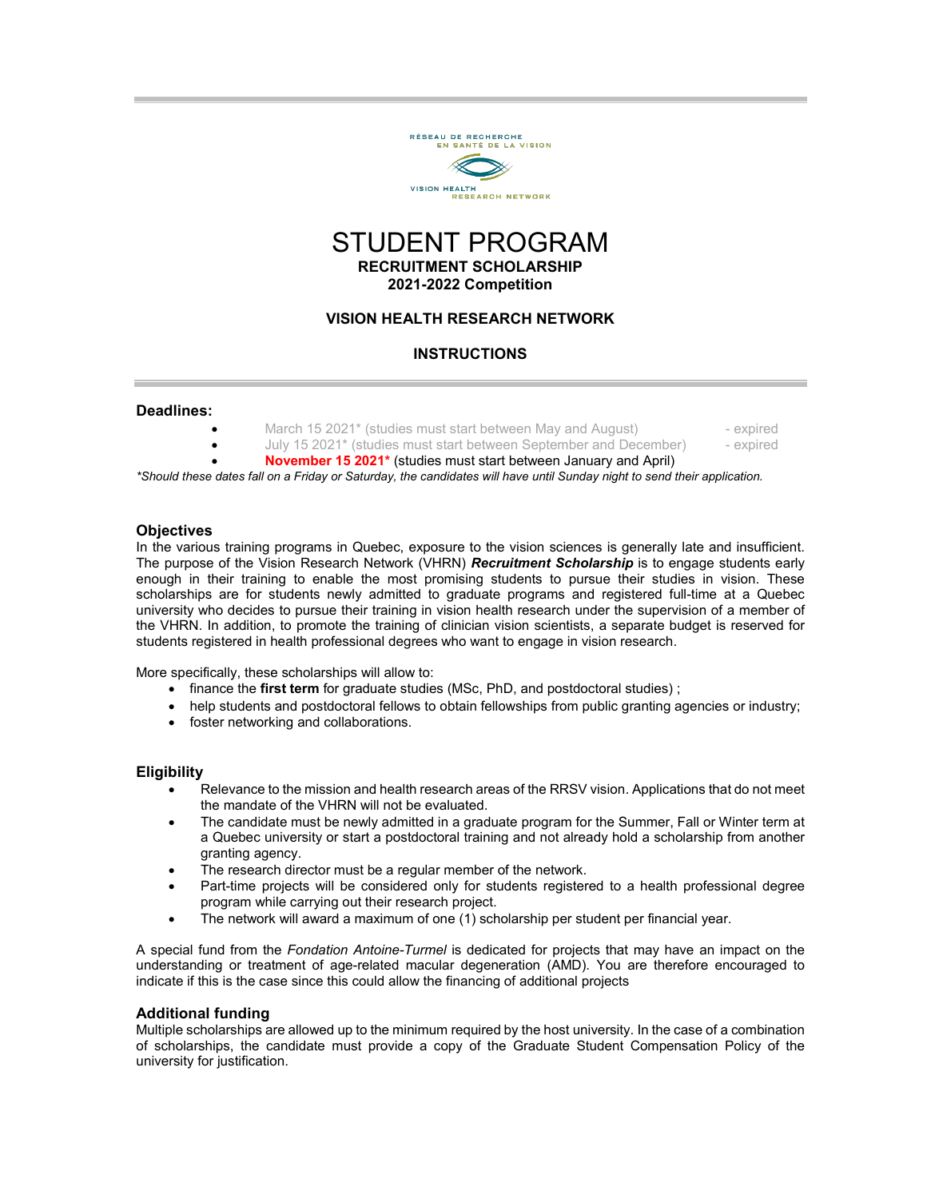RÉSEAU DE RECHERCHE EN SANTÉ DE LA VISION

VISION HEALTH RESEARCH NETWORK

# STUDENT PROGRAM

**RECRUITMENT SCHOLARSHIP**
**2021-2022 Competition**

**VISION HEALTH RESEARCH NETWORK**

**INSTRUCTIONS**

### Deadlines:

- March 15 2021* (studies must start between May and August) - expired
- July 15 2021* (studies must start between September and December) - expired
- **November 15 2021*** (studies must start between January and April)

*\*Should these dates fall on a Friday or Saturday, the candidates will have until Sunday night to send their application.*

### Objectives

In the various training programs in Quebec, exposure to the vision sciences is generally late and insufficient. The purpose of the Vision Research Network (VHRN) ***Recruitment Scholarship*** is to engage students early enough in their training to enable the most promising students to pursue their studies in vision. These scholarships are for students newly admitted to graduate programs and registered full-time at a Quebec university who decides to pursue their training in vision health research under the supervision of a member of the VHRN. In addition, to promote the training of clinician vision scientists, a separate budget is reserved for students registered in health professional degrees who want to engage in vision research.

More specifically, these scholarships will allow to:

- finance the **first term** for graduate studies (MSc, PhD, and postdoctoral studies) ;
- help students and postdoctoral fellows to obtain fellowships from public granting agencies or industry;
- foster networking and collaborations.

### Eligibility

- Relevance to the mission and health research areas of the RRSV vision. Applications that do not meet the mandate of the VHRN will not be evaluated.
- The candidate must be newly admitted in a graduate program for the Summer, Fall or Winter term at a Quebec university or start a postdoctoral training and not already hold a scholarship from another granting agency.
- The research director must be a regular member of the network.
- Part-time projects will be considered only for students registered to a health professional degree program while carrying out their research project.
- The network will award a maximum of one (1) scholarship per student per financial year.

A special fund from the *Fondation Antoine-Turmel* is dedicated for projects that may have an impact on the understanding or treatment of age-related macular degeneration (AMD). You are therefore encouraged to indicate if this is the case since this could allow the financing of additional projects

### Additional funding

Multiple scholarships are allowed up to the minimum required by the host university. In the case of a combination of scholarships, the candidate must provide a copy of the Graduate Student Compensation Policy of the university for justification.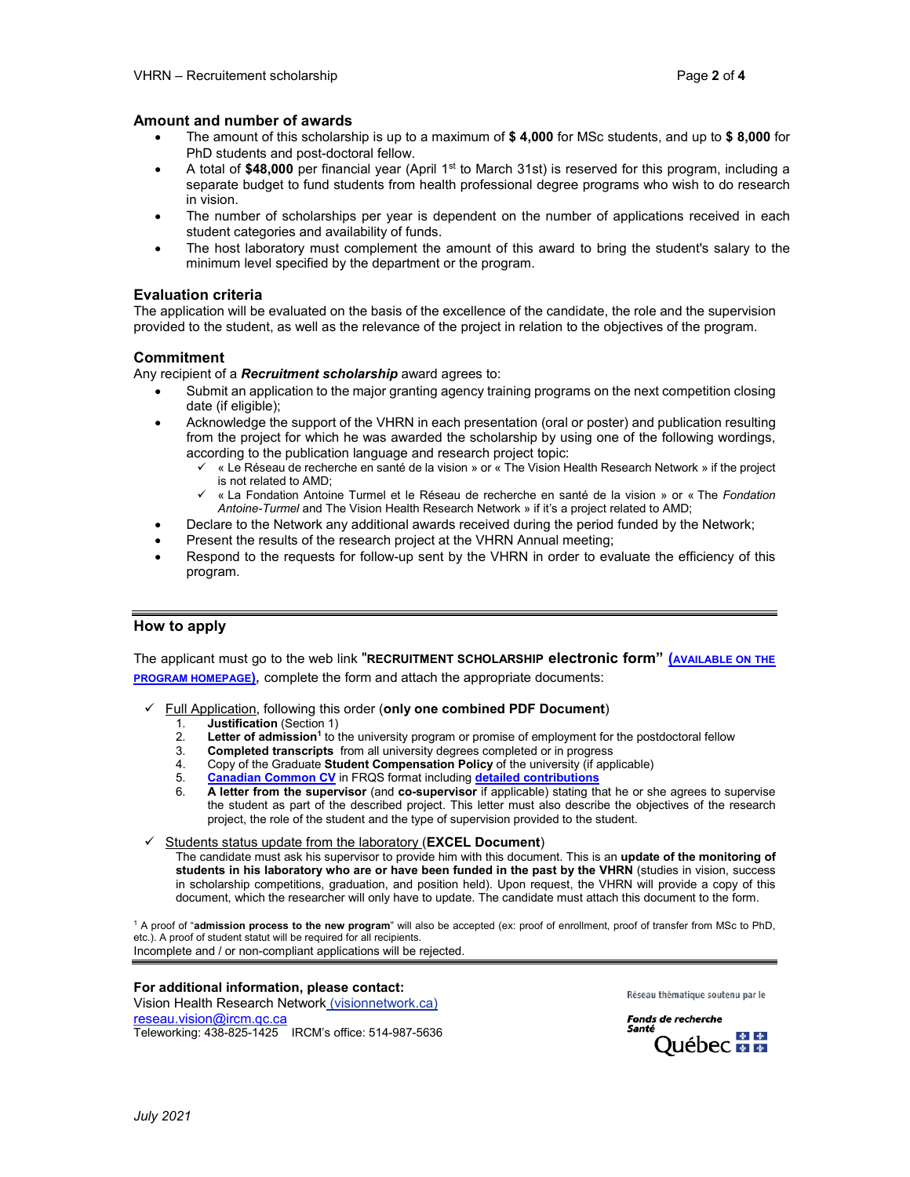### Amount and number of awards

- The amount of this scholarship is up to a maximum of **$ 4,000** for MSc students, and up to **$ 8,000** for PhD students and post-doctoral fellow.
- A total of **$48,000** per financial year (April 1st to March 31st) is reserved for this program, including a separate budget to fund students from health professional degree programs who wish to do research in vision.
- The number of scholarships per year is dependent on the number of applications received in each student categories and availability of funds.
- The host laboratory must complement the amount of this award to bring the student's salary to the minimum level specified by the department or the program.

### Evaluation criteria

The application will be evaluated on the basis of the excellence of the candidate, the role and the supervision provided to the student, as well as the relevance of the project in relation to the objectives of the program.

### Commitment

Any recipient of a ***Recruitment scholarship*** award agrees to:

- Submit an application to the major granting agency training programs on the next competition closing date (if eligible);
- Acknowledge the support of the VHRN in each presentation (oral or poster) and publication resulting from the project for which he was awarded the scholarship by using one of the following wordings, according to the publication language and research project topic:
  - ✓ « Le Réseau de recherche en santé de la vision » or « The Vision Health Research Network » if the project is not related to AMD;
  - ✓ « La Fondation Antoine Turmel et le Réseau de recherche en santé de la vision » or « The *Fondation Antoine-Turmel* and The Vision Health Research Network » if it's a project related to AMD;
- Declare to the Network any additional awards received during the period funded by the Network;
- Present the results of the research project at the VHRN Annual meeting;
- Respond to the requests for follow-up sent by the VHRN in order to evaluate the efficiency of this program.

---

### How to apply

The applicant must go to the web link "**RECRUITMENT SCHOLARSHIP electronic form**" **(AVAILABLE ON THE PROGRAM HOMEPAGE)**, complete the form and attach the appropriate documents:

- ✓ Full Application, following this order (**only one combined PDF Document**)
  1. **Justification** (Section 1)
  2. **Letter of admission**[1] to the university program or promise of employment for the postdoctoral fellow
  3. **Completed transcripts** from all university degrees completed or in progress
  4. Copy of the Graduate **Student Compensation Policy** of the university (if applicable)
  5. **Canadian Common CV** in FRQS format including **detailed contributions**
  6. **A letter from the supervisor** (and **co-supervisor** if applicable) stating that he or she agrees to supervise the student as part of the described project. This letter must also describe the objectives of the research project, the role of the student and the type of supervision provided to the student.

- ✓ Students status update from the laboratory (**EXCEL Document**)

  The candidate must ask his supervisor to provide him with this document. This is an **update of the monitoring of students in his laboratory who are or have been funded in the past by the VHRN** (studies in vision, success in scholarship competitions, graduation, and position held). Upon request, the VHRN will provide a copy of this document, which the researcher will only have to update. The candidate must attach this document to the form.

[1] A proof of "**admission process to the new program**" will also be accepted (ex: proof of enrollment, proof of transfer from MSc to PhD, etc.). A proof of student statut will be required for all recipients.

Incomplete and / or non-compliant applications will be rejected.

---

**For additional information, please contact:**
Vision Health Research Network (visionnetwork.ca)
reseau.vision@ircm.qc.ca
Teleworking: 438-825-1425 IRCM's office: 514-987-5636

Réseau thématique soutenu par le Fonds de recherche Santé Québec

*July 2021*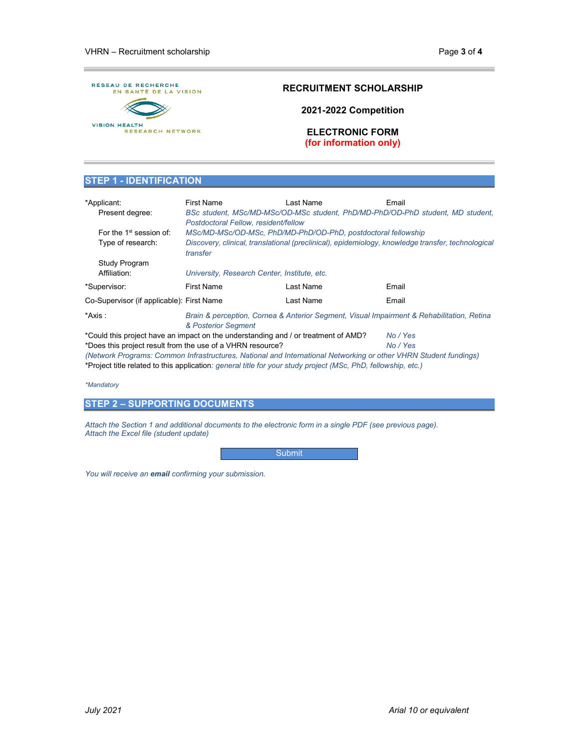RÉSEAU DE RECHERCHE EN SANTÉ DE LA VISION

VISION HEALTH RESEARCH NETWORK

**RECRUITMENT SCHOLARSHIP**

**2021-2022 Competition**

**ELECTRONIC FORM**
**(for information only)**

## STEP 1 - IDENTIFICATION

*Applicant: First Name Last Name Email

Present degree: *BSc student, MSc/MD-MSc/OD-MSc student, PhD/MD-PhD/OD-PhD student, MD student, Postdoctoral Fellow, resident/fellow*

For the 1st session of: *MSc/MD-MSc/OD-MSc, PhD/MD-PhD/OD-PhD, postdoctoral fellowship*

Type of research: *Discovery, clinical, translational (preclinical), epidemiology, knowledge transfer, technological transfer*

Study Program

Affiliation: *University, Research Center, Institute, etc.*

*Supervisor: First Name Last Name Email

Co-Supervisor (if applicable): First Name Last Name Email

*Axis : *Brain & perception, Cornea & Anterior Segment, Visual Impairment & Rehabilitation, Retina & Posterior Segment*

*Could this project have an impact on the understanding and / or treatment of AMD? *No / Yes*

*Does this project result from the use of a VHRN resource? *No / Yes*

*(Network Programs: Common Infrastructures, National and International Networking or other VHRN Student fundings)*

*Project title related to this application*: general title for your study project (MSc, PhD, fellowship, etc.)*

*\*Mandatory*

## STEP 2 – SUPPORTING DOCUMENTS

*Attach the Section 1 and additional documents to the electronic form in a single PDF (see previous page).*
*Attach the Excel file (student update)*

Submit

*You will receive an* ***email*** *confirming your submission.*

*July 2021* *Arial 10 or equivalent*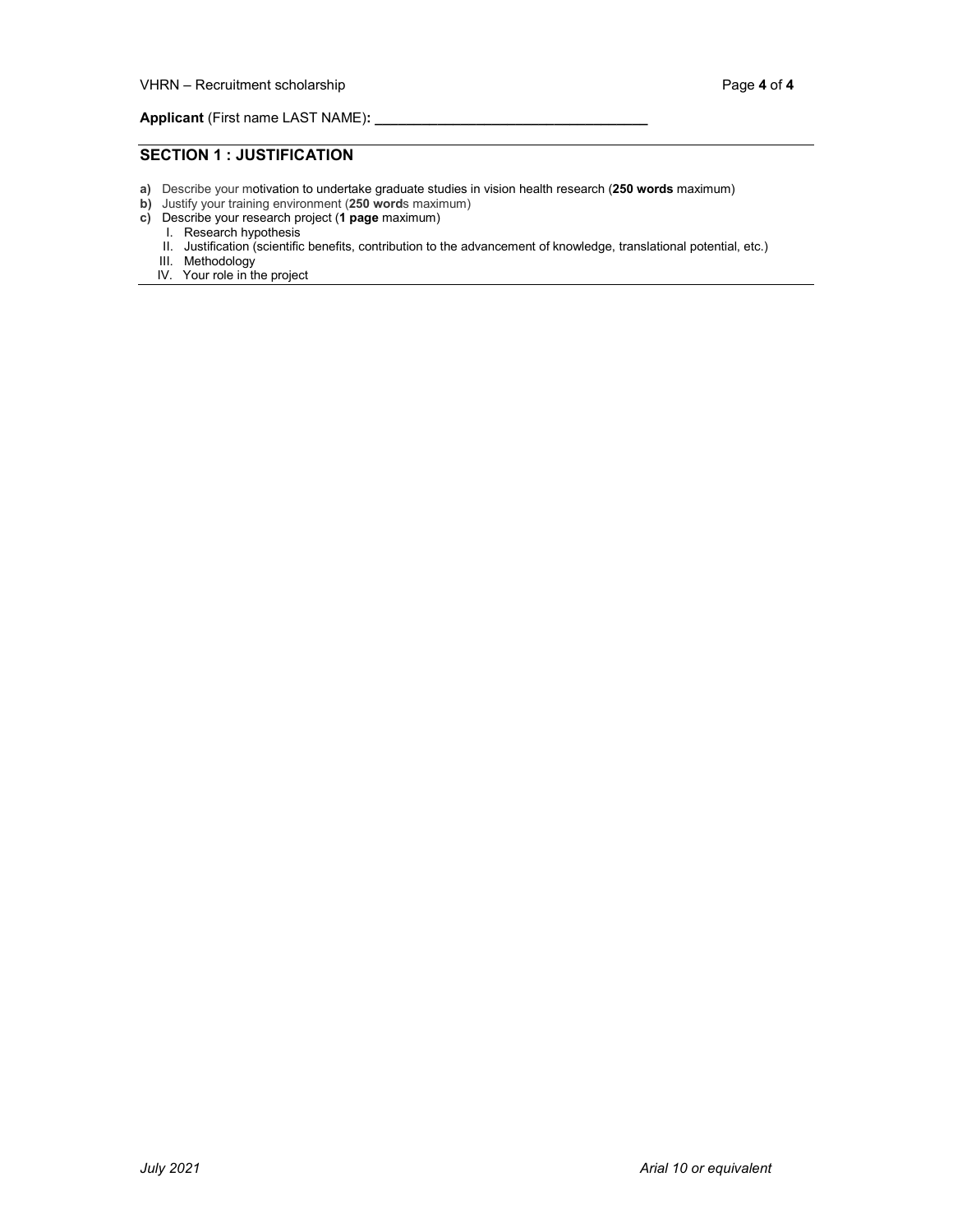**Applicant** (First name LAST NAME)**: \_\_\_\_\_\_\_\_\_\_\_\_\_\_\_\_\_\_\_\_\_\_\_\_\_\_\_\_\_\_\_\_\_\_\_\_**

## SECTION 1 : JUSTIFICATION

**a)** Describe your motivation to undertake graduate studies in vision health research (**250 words** maximum)
**b)** Justify your training environment (**250 words** maximum)
**c)** Describe your research project (**1 page** maximum)

I. Research hypothesis
II. Justification (scientific benefits, contribution to the advancement of knowledge, translational potential, etc.)
III. Methodology
IV. Your role in the project

*July 2021* *Arial 10 or equivalent*